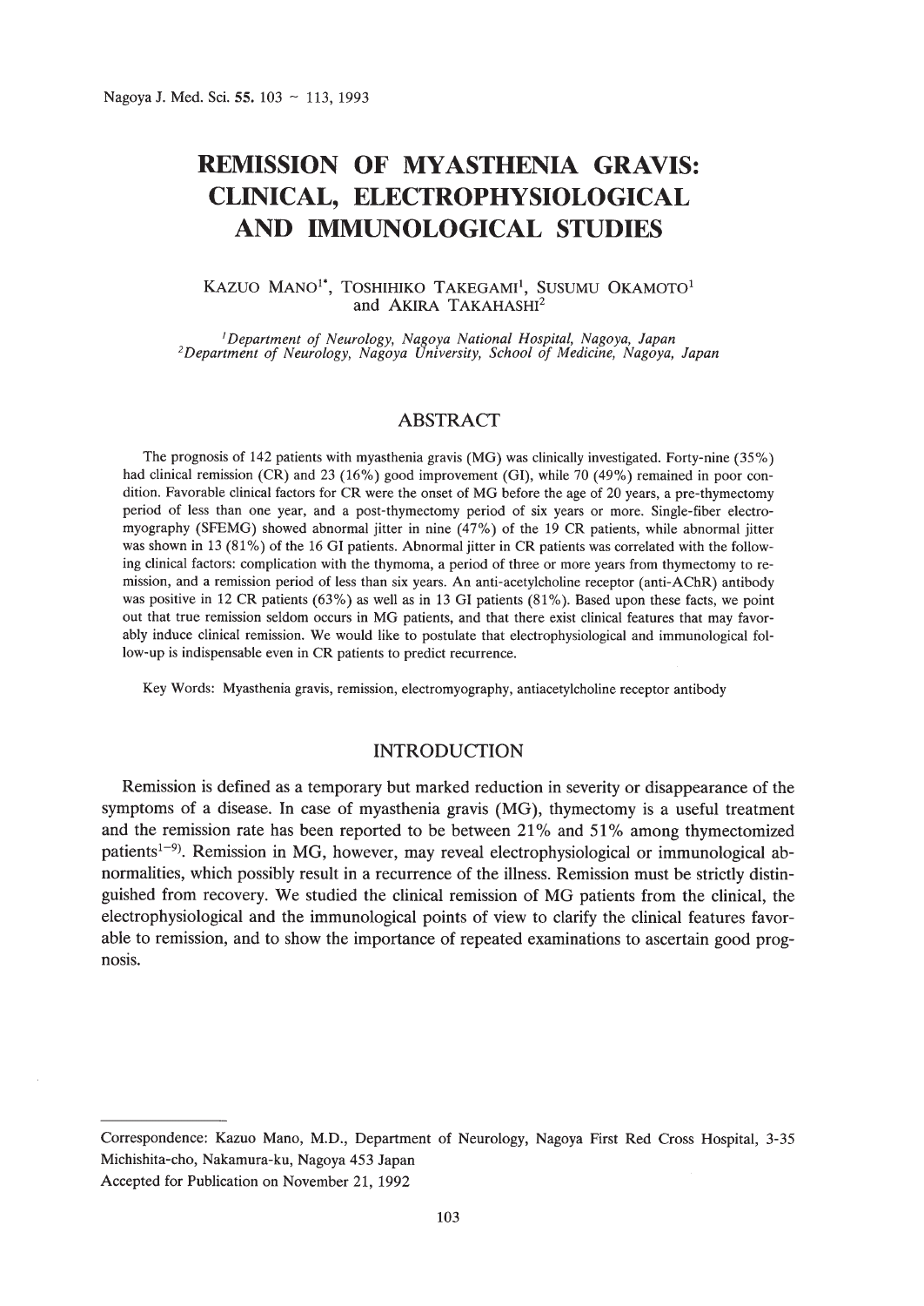# REMISSION OF MYASTHENIA GRAVIS: CLINICAL, ELECTROPHYSIOLOGICAL AND IMMUNOLOGICAL STUDIES

KAZUO MANO[1*], TOSHIHIKO TAKEGAMI[1], SUSUMU OKAMOTO[1] and AKIRA TAKAHASHI[2]

*[1]Department of Neurology, Nagoya National Hospital, Nagoya, Japan*
*[2]Department of Neurology, Nagoya University, School of Medicine, Nagoya, Japan*

## ABSTRACT

The prognosis of 142 patients with myasthenia gravis (MG) was clinically investigated. Forty-nine (35%) had clinical remission (CR) and 23 (16%) good improvement (GI), while 70 (49%) remained in poor condition. Favorable clinical factors for CR were the onset of MG before the age of 20 years, a pre-thymectomy period of less than one year, and a post-thymectomy period of six years or more. Single-fiber electromyography (SFEMG) showed abnormal jitter in nine (47%) of the 19 CR patients, while abnormal jitter was shown in 13 (81%) of the 16 GI patients. Abnormal jitter in CR patients was correlated with the following clinical factors: complication with the thymoma, a period of three or more years from thymectomy to remission, and a remission period of less than six years. An anti-acetylcholine receptor (anti-AChR) antibody was positive in 12 CR patients (63%) as well as in 13 GI patients (81%). Based upon these facts, we point out that true remission seldom occurs in MG patients, and that there exist clinical features that may favorably induce clinical remission. We would like to postulate that electrophysiological and immunological follow-up is indispensable even in CR patients to predict recurrence.

Key Words: Myasthenia gravis, remission, electromyography, antiacetylcholine receptor antibody

## INTRODUCTION

Remission is defined as a temporary but marked reduction in severity or disappearance of the symptoms of a disease. In case of myasthenia gravis (MG), thymectomy is a useful treatment and the remission rate has been reported to be between 21% and 51% among thymectomized patients[1-9]. Remission in MG, however, may reveal electrophysiological or immunological abnormalities, which possibly result in a recurrence of the illness. Remission must be strictly distinguished from recovery. We studied the clinical remission of MG patients from the clinical, the electrophysiological and the immunological points of view to clarify the clinical features favorable to remission, and to show the importance of repeated examinations to ascertain good prognosis.

---

Correspondence: Kazuo Mano, M.D., Department of Neurology, Nagoya First Red Cross Hospital, 3-35 Michishita-cho, Nakamura-ku, Nagoya 453 Japan

Accepted for Publication on November 21, 1992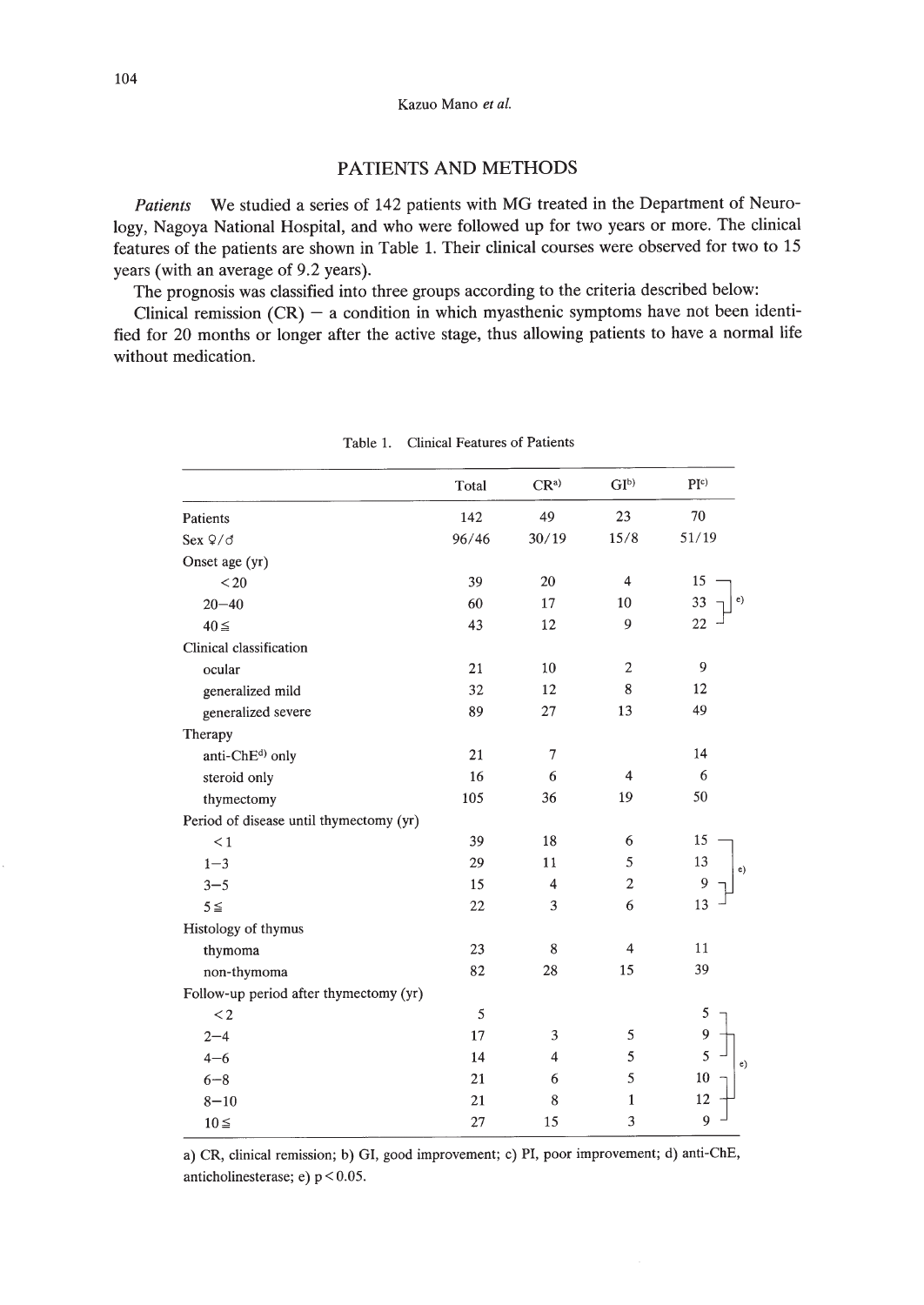## PATIENTS AND METHODS

*Patients* We studied a series of 142 patients with MG treated in the Department of Neurology, Nagoya National Hospital, and who were followed up for two years or more. The clinical features of the patients are shown in Table 1. Their clinical courses were observed for two to 15 years (with an average of 9.2 years).

The prognosis was classified into three groups according to the criteria described below:

Clinical remission (CR) – a condition in which myasthenic symptoms have not been identified for 20 months or longer after the active stage, thus allowing patients to have a normal life without medication.

Table 1. Clinical Features of Patients

| | Total | CR[a] | GI[b] | PI[c] |
|---|---|---|---|---|
| Patients | 142 | 49 | 23 | 70 |
| Sex ♀/♂ | 96/46 | 30/19 | 15/8 | 51/19 |
| Onset age (yr) | | | | |
| <20 | 39 | 20 | 4 | 15 [e] |
| 20–40 | 60 | 17 | 10 | 33 [e] |
| 40≦ | 43 | 12 | 9 | 22 [e] |
| Clinical classification | | | | |
| ocular | 21 | 10 | 2 | 9 |
| generalized mild | 32 | 12 | 8 | 12 |
| generalized severe | 89 | 27 | 13 | 49 |
| Therapy | | | | |
| anti-ChE[d] only | 21 | 7 | | 14 |
| steroid only | 16 | 6 | 4 | 6 |
| thymectomy | 105 | 36 | 19 | 50 |
| Period of disease until thymectomy (yr) | | | | |
| <1 | 39 | 18 | 6 | 15 [e] |
| 1–3 | 29 | 11 | 5 | 13 |
| 3–5 | 15 | 4 | 2 | 9 [e] |
| 5≦ | 22 | 3 | 6 | 13 [e] |
| Histology of thymus | | | | |
| thymoma | 23 | 8 | 4 | 11 |
| non-thymoma | 82 | 28 | 15 | 39 |
| Follow-up period after thymectomy (yr) | | | | |
| <2 | 5 | | | 5 [e] |
| 2–4 | 17 | 3 | 5 | 9 [e] |
| 4–6 | 14 | 4 | 5 | 5 [e] |
| 6–8 | 21 | 6 | 5 | 10 [e] |
| 8–10 | 21 | 8 | 1 | 12 [e] |
| 10≦ | 27 | 15 | 3 | 9 [e] |

a) CR, clinical remission; b) GI, good improvement; c) PI, poor improvement; d) anti-ChE, anticholinesterase; e) $p < 0.05$.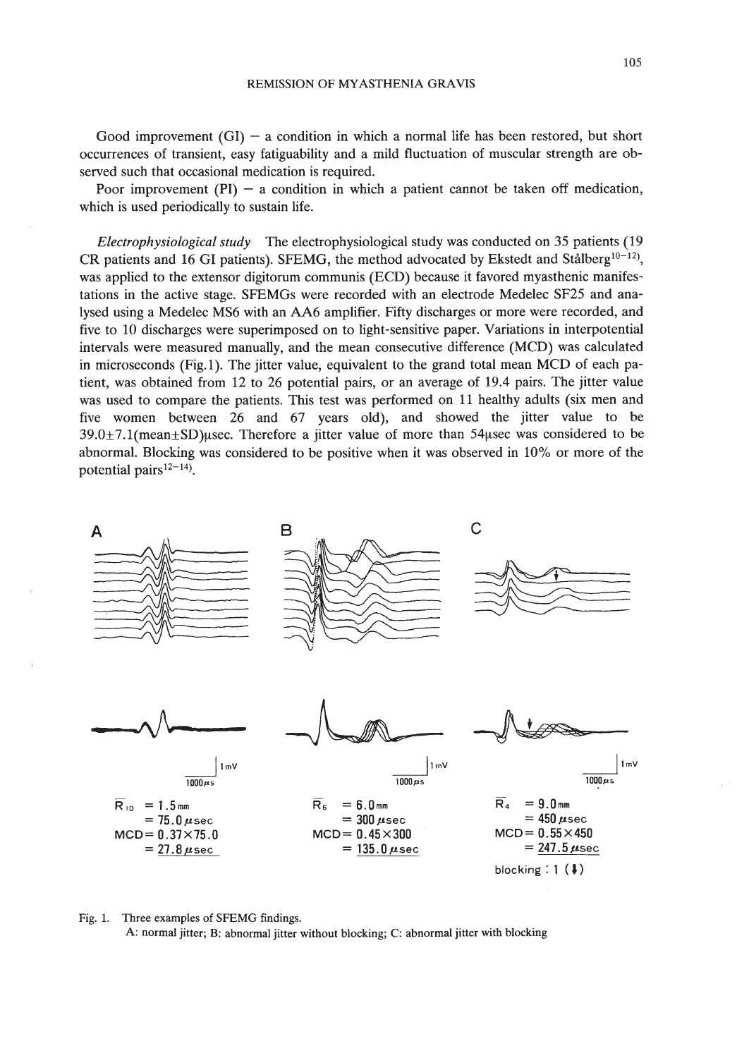Good improvement (GI) — a condition in which a normal life has been restored, but short occurrences of transient, easy fatiguability and a mild fluctuation of muscular strength are observed such that occasional medication is required.

Poor improvement (PI) — a condition in which a patient cannot be taken off medication, which is used periodically to sustain life.

*Electrophysiological study* The electrophysiological study was conducted on 35 patients (19 CR patients and 16 GI patients). SFEMG, the method advocated by Ekstedt and Stålberg[10–12], was applied to the extensor digitorum communis (ECD) because it favored myasthenic manifestations in the active stage. SFEMGs were recorded with an electrode Medelec SF25 and analysed using a Medelec MS6 with an AA6 amplifier. Fifty discharges or more were recorded, and five to 10 discharges were superimposed on to light-sensitive paper. Variations in interpotential intervals were measured manually, and the mean consecutive difference (MCD) was calculated in microseconds (Fig.1). The jitter value, equivalent to the grand total mean MCD of each patient, was obtained from 12 to 26 potential pairs, or an average of 19.4 pairs. The jitter value was used to compare the patients. This test was performed on 11 healthy adults (six men and five women between 26 and 67 years old), and showed the jitter value to be 39.0±7.1(mean±SD)μsec. Therefore a jitter value of more than 54μsec was considered to be abnormal. Blocking was considered to be positive when it was observed in 10% or more of the potential pairs[12–14].

A

$\bar{R}_{10}$ = 1.5 mm
= 75.0 μsec
MCD = 0.37×75.0
= 27.8 μsec

B

$\bar{R}_{6}$ = 6.0 mm
= 300 μsec
MCD = 0.45×300
= 135.0 μsec

C

$\bar{R}_{4}$ = 9.0 mm
= 450 μsec
MCD = 0.55×450
= 247.5 μsec
blocking : 1 (↓)

(Scale bars: 1 mV, 1000 μs)

Fig. 1. Three examples of SFEMG findings.
A: normal jitter; B: abnormal jitter without blocking; C: abnormal jitter with blocking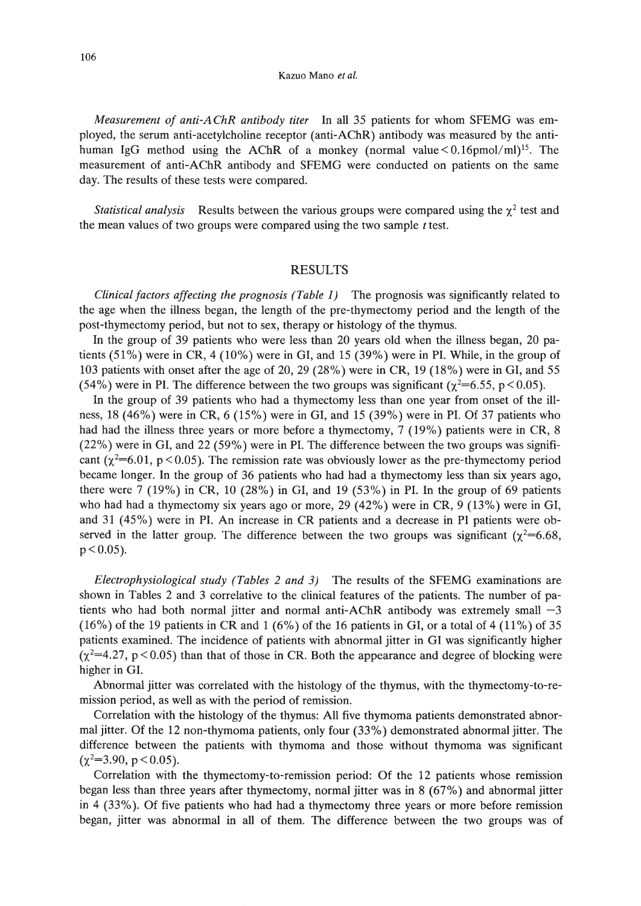*Measurement of anti-AChR antibody titer* In all 35 patients for whom SFEMG was employed, the serum anti-acetylcholine receptor (anti-AChR) antibody was measured by the anti-human IgG method using the AChR of a monkey (normal value < 0.16pmol/ml)[15]. The measurement of anti-AChR antibody and SFEMG were conducted on patients on the same day. The results of these tests were compared.

*Statistical analysis* Results between the various groups were compared using the $\chi^2$ test and the mean values of two groups were compared using the two sample *t* test.

## RESULTS

*Clinical factors affecting the prognosis (Table 1)* The prognosis was significantly related to the age when the illness began, the length of the pre-thymectomy period and the length of the post-thymectomy period, but not to sex, therapy or histology of the thymus.

In the group of 39 patients who were less than 20 years old when the illness began, 20 patients (51%) were in CR, 4 (10%) were in GI, and 15 (39%) were in PI. While, in the group of 103 patients with onset after the age of 20, 29 (28%) were in CR, 19 (18%) were in GI, and 55 (54%) were in PI. The difference between the two groups was significant ($\chi^2$=6.55, $p < 0.05$).

In the group of 39 patients who had a thymectomy less than one year from onset of the illness, 18 (46%) were in CR, 6 (15%) were in GI, and 15 (39%) were in PI. Of 37 patients who had had the illness three years or more before a thymectomy, 7 (19%) patients were in CR, 8 (22%) were in GI, and 22 (59%) were in PI. The difference between the two groups was significant ($\chi^2$=6.01, $p < 0.05$). The remission rate was obviously lower as the pre-thymectomy period became longer. In the group of 36 patients who had had a thymectomy less than six years ago, there were 7 (19%) in CR, 10 (28%) in GI, and 19 (53%) in PI. In the group of 69 patients who had had a thymectomy six years ago or more, 29 (42%) were in CR, 9 (13%) were in GI, and 31 (45%) were in PI. An increase in CR patients and a decrease in PI patients were observed in the latter group. The difference between the two groups was significant ($\chi^2$=6.68, $p < 0.05$).

*Electrophysiological study (Tables 2 and 3)* The results of the SFEMG examinations are shown in Tables 2 and 3 correlative to the clinical features of the patients. The number of patients who had both normal jitter and normal anti-AChR antibody was extremely small —3 (16%) of the 19 patients in CR and 1 (6%) of the 16 patients in GI, or a total of 4 (11%) of 35 patients examined. The incidence of patients with abnormal jitter in GI was significantly higher ($\chi^2$=4.27, $p < 0.05$) than that of those in CR. Both the appearance and degree of blocking were higher in GI.

Abnormal jitter was correlated with the histology of the thymus, with the thymectomy-to-remission period, as well as with the period of remission.

Correlation with the histology of the thymus: All five thymoma patients demonstrated abnormal jitter. Of the 12 non-thymoma patients, only four (33%) demonstrated abnormal jitter. The difference between the patients with thymoma and those without thymoma was significant ($\chi^2$=3.90, $p < 0.05$).

Correlation with the thymectomy-to-remission period: Of the 12 patients whose remission began less than three years after thymectomy, normal jitter was in 8 (67%) and abnormal jitter in 4 (33%). Of five patients who had had a thymectomy three years or more before remission began, jitter was abnormal in all of them. The difference between the two groups was of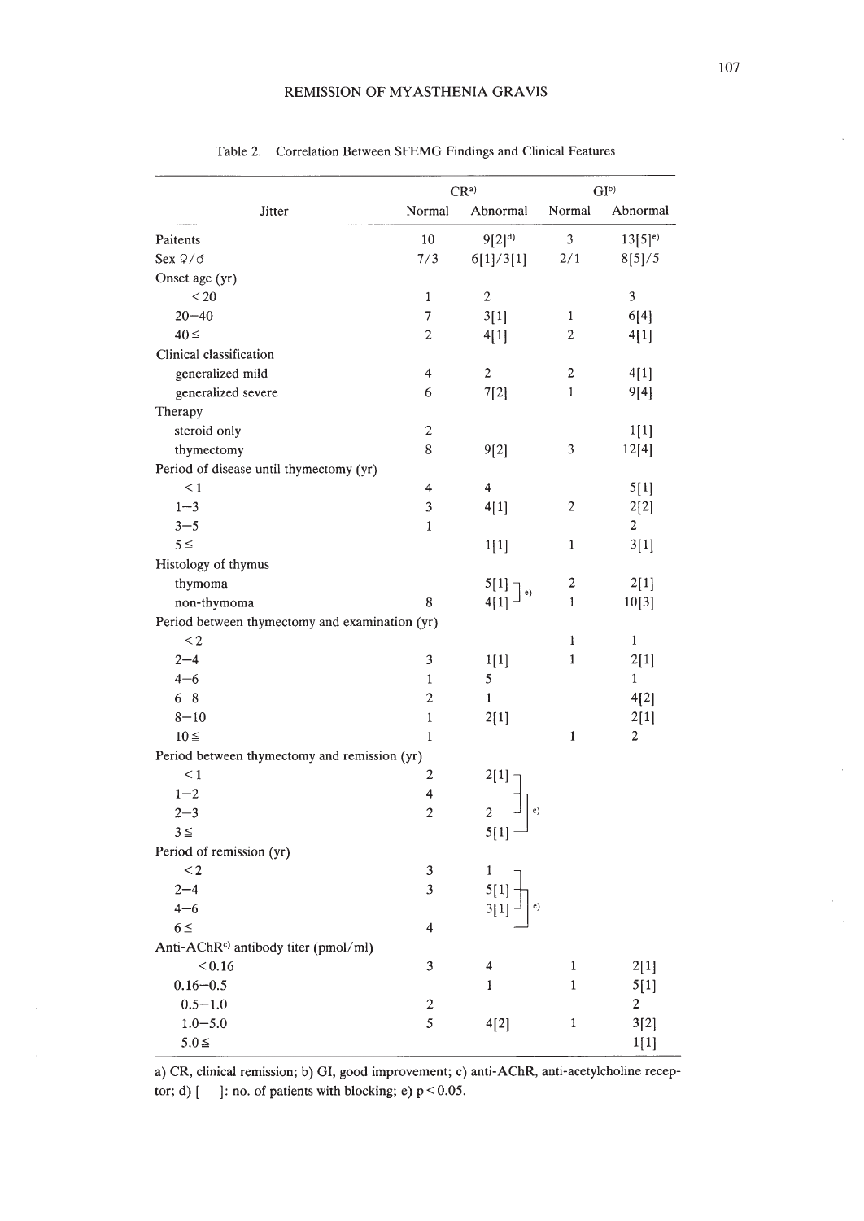Table 2. Correlation Between SFEMG Findings and Clinical Features

| Jitter | CR[a) ] Normal | CR[a)] Abnormal | GI[b)] Normal | GI[b)] Abnormal |
|---|---|---|---|---|
| Paitents | 10 | 9[2][d)] | 3 | 13[5][e)] |
| Sex ♀/♂ | 7/3 | 6[1]/3[1] | 2/1 | 8[5]/5 |
| Onset age (yr) | | | | |
| <20 | 1 | 2 | | 3 |
| 20–40 | 7 | 3[1] | 1 | 6[4] |
| 40≦ | 2 | 4[1] | 2 | 4[1] |
| Clinical classification | | | | |
| generalized mild | 4 | 2 | 2 | 4[1] |
| generalized severe | 6 | 7[2] | 1 | 9[4] |
| Therapy | | | | |
| steroid only | 2 | | | 1[1] |
| thymectomy | 8 | 9[2] | 3 | 12[4] |
| Period of disease until thymectomy (yr) | | | | |
| <1 | 4 | 4 | | 5[1] |
| 1–3 | 3 | 4[1] | 2 | 2[2] |
| 3–5 | 1 | | | 2 |
| 5≦ | | 1[1] | 1 | 3[1] |
| Histology of thymus | | | | |
| thymoma | | 5[1] ⌉ e) | 2 | 2[1] |
| non-thymoma | 8 | 4[1] ⌋ | 1 | 10[3] |
| Period between thymectomy and examination (yr) | | | | |
| <2 | | | 1 | 1 |
| 2–4 | 3 | 1[1] | 1 | 2[1] |
| 4–6 | 1 | 5 | | 1 |
| 6–8 | 2 | 1 | | 4[2] |
| 8–10 | 1 | 2[1] | | 2[1] |
| 10≦ | 1 | | 1 | 2 |
| Period between thymectomy and remission (yr) | | | | |
| <1 | 2 | 2[1] ⌉ | | |
| 1–2 | 4 | ⌉ e) | | |
| 2–3 | 2 | 2 ⌋ | | |
| 3≦ | | 5[1] ⌋ | | |
| Period of remission (yr) | | | | |
| <2 | 3 | 1 ⌉ | | |
| 2–4 | 3 | 5[1] ⌉ e) | | |
| 4–6 | | 3[1] ⌋ | | |
| 6≦ | 4 | ⌋ | | |
| Anti-AChR[c)] antibody titer (pmol/ml) | | | | |
| <0.16 | 3 | 4 | 1 | 2[1] |
| 0.16–0.5 | | 1 | 1 | 5[1] |
| 0.5–1.0 | 2 | | | 2 |
| 1.0–5.0 | 5 | 4[2] | 1 | 3[2] |
| 5.0≦ | | | | 1[1] |

a) CR, clinical remission; b) GI, good improvement; c) anti-AChR, anti-acetylcholine receptor; d) [ ]: no. of patients with blocking; e) $p<0.05$.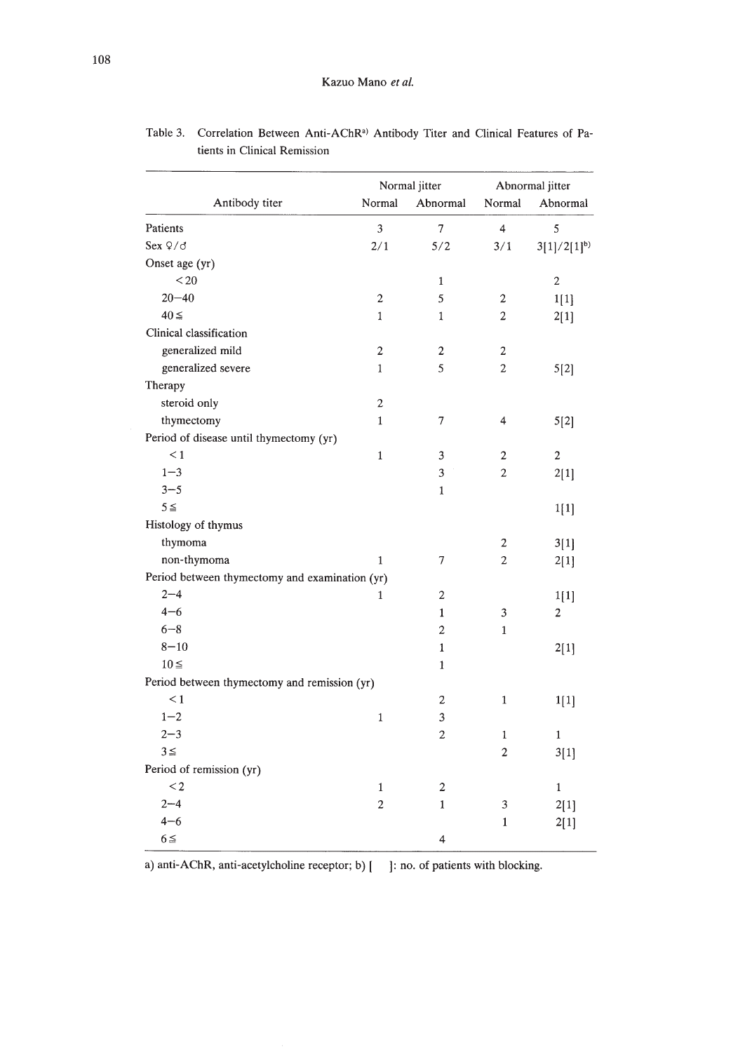Table 3. Correlation Between Anti-AChR[a)] Antibody Titer and Clinical Features of Patients in Clinical Remission

| | Normal jitter | | Abnormal jitter | |
|---|---|---|---|---|
| Antibody titer | Normal | Abnormal | Normal | Abnormal |
| Patients | 3 | 7 | 4 | 5 |
| Sex ♀/♂ | 2/1 | 5/2 | 3/1 | 3[1]/2[1][b)] |
| Onset age (yr) | | | | |
| <20 | | 1 | | 2 |
| 20–40 | 2 | 5 | 2 | 1[1] |
| 40≦ | 1 | 1 | 2 | 2[1] |
| Clinical classification | | | | |
| generalized mild | 2 | 2 | 2 | |
| generalized severe | 1 | 5 | 2 | 5[2] |
| Therapy | | | | |
| steroid only | 2 | | | |
| thymectomy | 1 | 7 | 4 | 5[2] |
| Period of disease until thymectomy (yr) | | | | |
| <1 | 1 | 3 | 2 | 2 |
| 1–3 | | 3 | 2 | 2[1] |
| 3–5 | | 1 | | |
| 5≦ | | | | 1[1] |
| Histology of thymus | | | | |
| thymoma | | | 2 | 3[1] |
| non-thymoma | 1 | 7 | 2 | 2[1] |
| Period between thymectomy and examination (yr) | | | | |
| 2–4 | 1 | 2 | | 1[1] |
| 4–6 | | 1 | 3 | 2 |
| 6–8 | | 2 | 1 | |
| 8–10 | | 1 | | 2[1] |
| 10≦ | | 1 | | |
| Period between thymectomy and remission (yr) | | | | |
| <1 | | 2 | 1 | 1[1] |
| 1–2 | 1 | 3 | | |
| 2–3 | | 2 | 1 | 1 |
| 3≦ | | | 2 | 3[1] |
| Period of remission (yr) | | | | |
| <2 | 1 | 2 | | 1 |
| 2–4 | 2 | 1 | 3 | 2[1] |
| 4–6 | | | 1 | 2[1] |
| 6≦ | | 4 | | |

a) anti-AChR, anti-acetylcholine receptor; b) [ ]: no. of patients with blocking.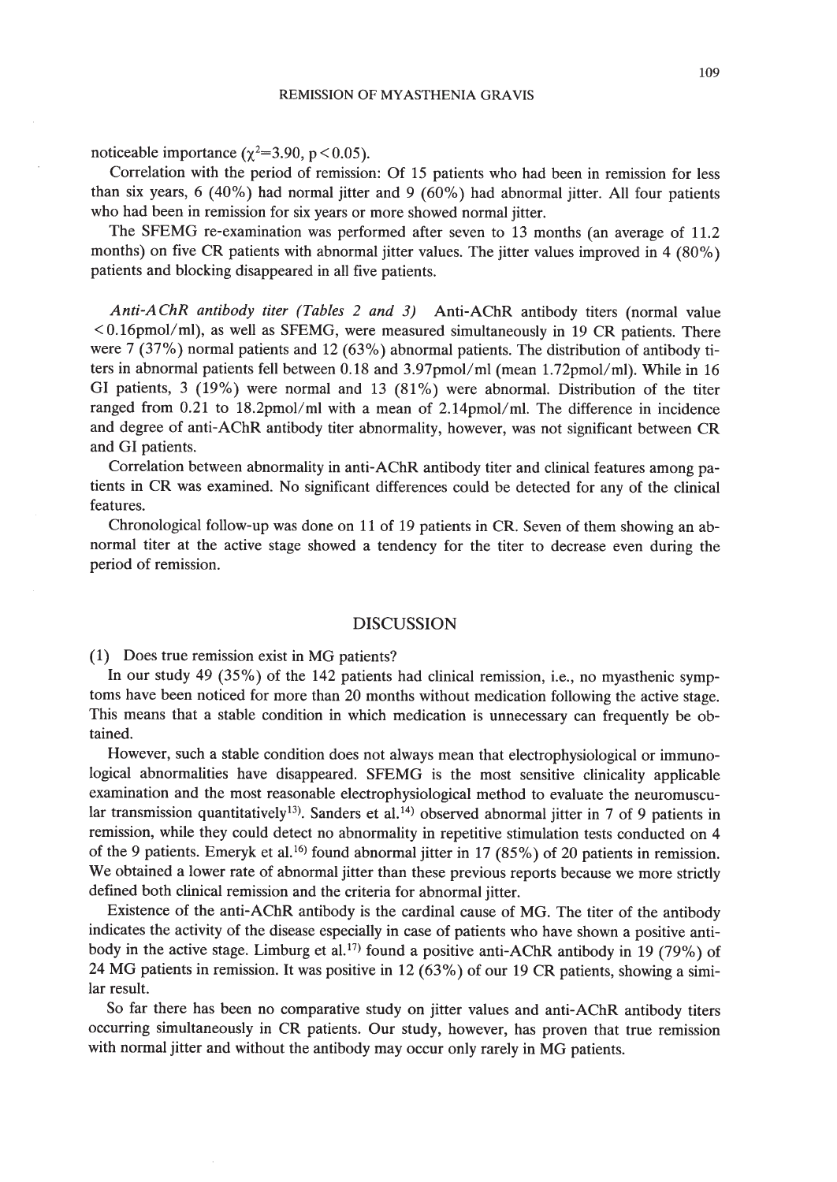noticeable importance ($\chi^2$=3.90, $p<0.05$).

Correlation with the period of remission: Of 15 patients who had been in remission for less than six years, 6 (40%) had normal jitter and 9 (60%) had abnormal jitter. All four patients who had been in remission for six years or more showed normal jitter.

The SFEMG re-examination was performed after seven to 13 months (an average of 11.2 months) on five CR patients with abnormal jitter values. The jitter values improved in 4 (80%) patients and blocking disappeared in all five patients.

*Anti-AChR antibody titer (Tables 2 and 3)* Anti-AChR antibody titers (normal value <0.16pmol/ml), as well as SFEMG, were measured simultaneously in 19 CR patients. There were 7 (37%) normal patients and 12 (63%) abnormal patients. The distribution of antibody titers in abnormal patients fell between 0.18 and 3.97pmol/ml (mean 1.72pmol/ml). While in 16 GI patients, 3 (19%) were normal and 13 (81%) were abnormal. Distribution of the titer ranged from 0.21 to 18.2pmol/ml with a mean of 2.14pmol/ml. The difference in incidence and degree of anti-AChR antibody titer abnormality, however, was not significant between CR and GI patients.

Correlation between abnormality in anti-AChR antibody titer and clinical features among patients in CR was examined. No significant differences could be detected for any of the clinical features.

Chronological follow-up was done on 11 of 19 patients in CR. Seven of them showing an abnormal titer at the active stage showed a tendency for the titer to decrease even during the period of remission.

## DISCUSSION

(1) Does true remission exist in MG patients?

In our study 49 (35%) of the 142 patients had clinical remission, i.e., no myasthenic symptoms have been noticed for more than 20 months without medication following the active stage. This means that a stable condition in which medication is unnecessary can frequently be obtained.

However, such a stable condition does not always mean that electrophysiological or immunological abnormalities have disappeared. SFEMG is the most sensitive clinicality applicable examination and the most reasonable electrophysiological method to evaluate the neuromuscular transmission quantitatively[13]. Sanders et al.[14] observed abnormal jitter in 7 of 9 patients in remission, while they could detect no abnormality in repetitive stimulation tests conducted on 4 of the 9 patients. Emeryk et al.[16] found abnormal jitter in 17 (85%) of 20 patients in remission. We obtained a lower rate of abnormal jitter than these previous reports because we more strictly defined both clinical remission and the criteria for abnormal jitter.

Existence of the anti-AChR antibody is the cardinal cause of MG. The titer of the antibody indicates the activity of the disease especially in case of patients who have shown a positive antibody in the active stage. Limburg et al.[17] found a positive anti-AChR antibody in 19 (79%) of 24 MG patients in remission. It was positive in 12 (63%) of our 19 CR patients, showing a similar result.

So far there has been no comparative study on jitter values and anti-AChR antibody titers occurring simultaneously in CR patients. Our study, however, has proven that true remission with normal jitter and without the antibody may occur only rarely in MG patients.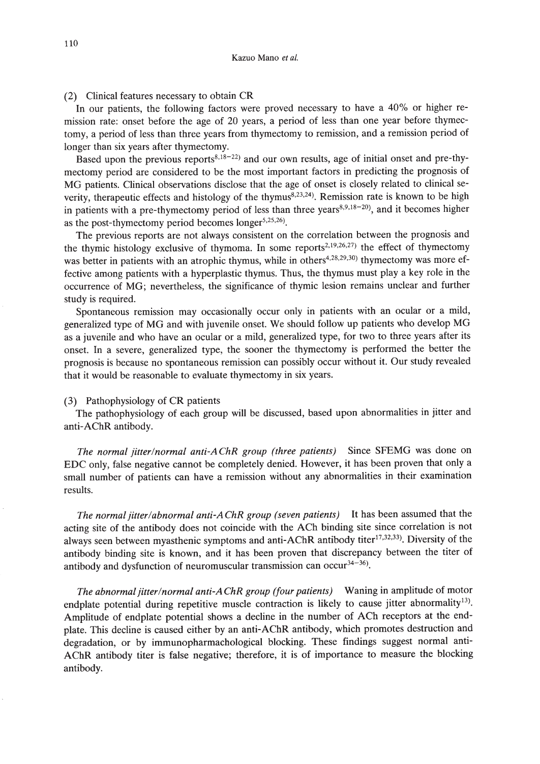(2) Clinical features necessary to obtain CR

In our patients, the following factors were proved necessary to have a 40% or higher remission rate: onset before the age of 20 years, a period of less than one year before thymectomy, a period of less than three years from thymectomy to remission, and a remission period of longer than six years after thymectomy.

Based upon the previous reports[8,18–22] and our own results, age of initial onset and pre-thymectomy period are considered to be the most important factors in predicting the prognosis of MG patients. Clinical observations disclose that the age of onset is closely related to clinical severity, therapeutic effects and histology of the thymus[8,23,24]. Remission rate is known to be high in patients with a pre-thymectomy period of less than three years[8,9,18–20], and it becomes higher as the post-thymectomy period becomes longer[5,25,26].

The previous reports are not always consistent on the correlation between the prognosis and the thymic histology exclusive of thymoma. In some reports[2,19,26,27] the effect of thymectomy was better in patients with an atrophic thymus, while in others[4,28,29,30] thymectomy was more effective among patients with a hyperplastic thymus. Thus, the thymus must play a key role in the occurrence of MG; nevertheless, the significance of thymic lesion remains unclear and further study is required.

Spontaneous remission may occasionally occur only in patients with an ocular or a mild, generalized type of MG and with juvenile onset. We should follow up patients who develop MG as a juvenile and who have an ocular or a mild, generalized type, for two to three years after its onset. In a severe, generalized type, the sooner the thymectomy is performed the better the prognosis is because no spontaneous remission can possibly occur without it. Our study revealed that it would be reasonable to evaluate thymectomy in six years.

(3) Pathophysiology of CR patients

The pathophysiology of each group will be discussed, based upon abnormalities in jitter and anti-AChR antibody.

*The normal jitter/normal anti-AChR group (three patients)* Since SFEMG was done on EDC only, false negative cannot be completely denied. However, it has been proven that only a small number of patients can have a remission without any abnormalities in their examination results.

*The normal jitter/abnormal anti-AChR group (seven patients)* It has been assumed that the acting site of the antibody does not coincide with the ACh binding site since correlation is not always seen between myasthenic symptoms and anti-AChR antibody titer[17,32,33]. Diversity of the antibody binding site is known, and it has been proven that discrepancy between the titer of antibody and dysfunction of neuromuscular transmission can occur[34–36].

*The abnormal jitter/normal anti-AChR group (four patients)* Waning in amplitude of motor endplate potential during repetitive muscle contraction is likely to cause jitter abnormality[13]. Amplitude of endplate potential shows a decline in the number of ACh receptors at the endplate. This decline is caused either by an anti-AChR antibody, which promotes destruction and degradation, or by immunopharmachological blocking. These findings suggest normal anti-AChR antibody titer is false negative; therefore, it is of importance to measure the blocking antibody.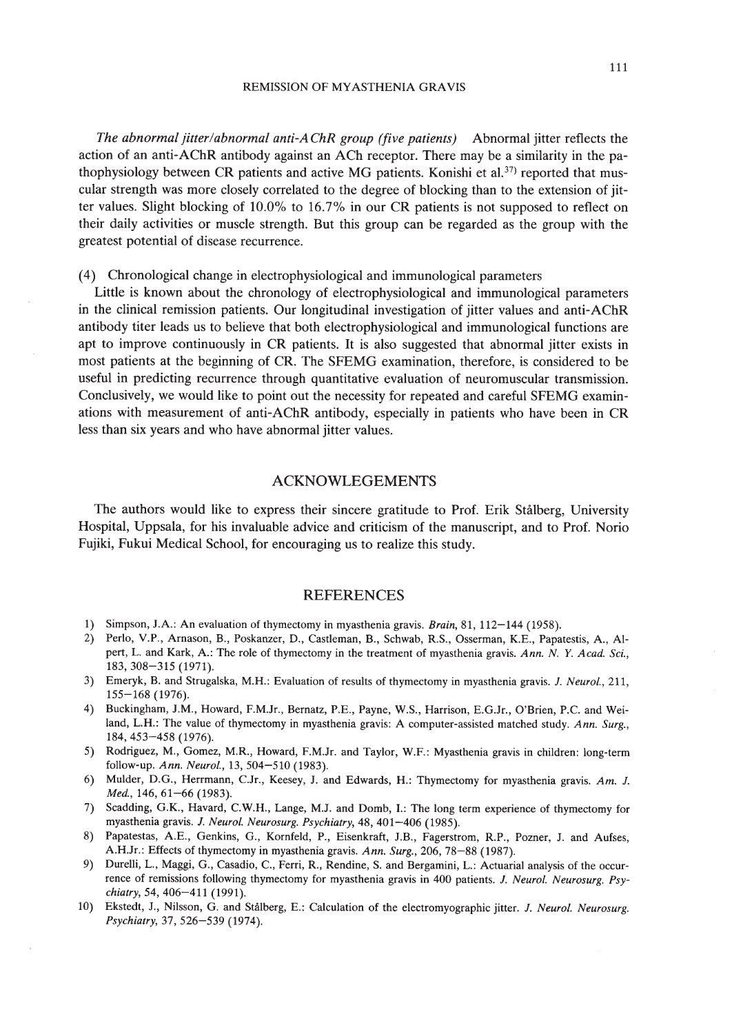*The abnormal jitter/abnormal anti-AChR group (five patients)* Abnormal jitter reflects the action of an anti-AChR antibody against an ACh receptor. There may be a similarity in the pathophysiology between CR patients and active MG patients. Konishi et al.[37] reported that muscular strength was more closely correlated to the degree of blocking than to the extension of jitter values. Slight blocking of 10.0% to 16.7% in our CR patients is not supposed to reflect on their daily activities or muscle strength. But this group can be regarded as the group with the greatest potential of disease recurrence.

(4) Chronological change in electrophysiological and immunological parameters

Little is known about the chronology of electrophysiological and immunological parameters in the clinical remission patients. Our longitudinal investigation of jitter values and anti-AChR antibody titer leads us to believe that both electrophysiological and immunological functions are apt to improve continuously in CR patients. It is also suggested that abnormal jitter exists in most patients at the beginning of CR. The SFEMG examination, therefore, is considered to be useful in predicting recurrence through quantitative evaluation of neuromuscular transmission. Conclusively, we would like to point out the necessity for repeated and careful SFEMG examinations with measurement of anti-AChR antibody, especially in patients who have been in CR less than six years and who have abnormal jitter values.

## ACKNOWLEGEMENTS

The authors would like to express their sincere gratitude to Prof. Erik Stålberg, University Hospital, Uppsala, for his invaluable advice and criticism of the manuscript, and to Prof. Norio Fujiki, Fukui Medical School, for encouraging us to realize this study.

## REFERENCES

1) Simpson, J.A.: An evaluation of thymectomy in myasthenia gravis. *Brain*, 81, 112–144 (1958).
2) Perlo, V.P., Arnason, B., Poskanzer, D., Castleman, B., Schwab, R.S., Osserman, K.E., Papatestis, A., Alpert, L. and Kark, A.: The role of thymectomy in the treatment of myasthenia gravis. *Ann. N. Y. Acad. Sci.*, 183, 308–315 (1971).
3) Emeryk, B. and Strugalska, M.H.: Evaluation of results of thymectomy in myasthenia gravis. *J. Neurol.*, 211, 155–168 (1976).
4) Buckingham, J.M., Howard, F.M.Jr., Bernatz, P.E., Payne, W.S., Harrison, E.G.Jr., O'Brien, P.C. and Weiland, L.H.: The value of thymectomy in myasthenia gravis: A computer-assisted matched study. *Ann. Surg.*, 184, 453–458 (1976).
5) Rodriguez, M., Gomez, M.R., Howard, F.M.Jr. and Taylor, W.F.: Myasthenia gravis in children: long-term follow-up. *Ann. Neurol.*, 13, 504–510 (1983).
6) Mulder, D.G., Herrmann, C.Jr., Keesey, J. and Edwards, H.: Thymectomy for myasthenia gravis. *Am. J. Med.*, 146, 61–66 (1983).
7) Scadding, G.K., Havard, C.W.H., Lange, M.J. and Domb, I.: The long term experience of thymectomy for myasthenia gravis. *J. Neurol. Neurosurg. Psychiatry*, 48, 401–406 (1985).
8) Papatestas, A.E., Genkins, G., Kornfeld, P., Eisenkraft, J.B., Fagerstrom, R.P., Pozner, J. and Aufses, A.H.Jr.: Effects of thymectomy in myasthenia gravis. *Ann. Surg.*, 206, 78–88 (1987).
9) Durelli, L., Maggi, G., Casadio, C., Ferri, R., Rendine, S. and Bergamini, L.: Actuarial analysis of the occurrence of remissions following thymectomy for myasthenia gravis in 400 patients. *J. Neurol. Neurosurg. Psychiatry*, 54, 406–411 (1991).
10) Ekstedt, J., Nilsson, G. and Stålberg, E.: Calculation of the electromyographic jitter. *J. Neurol. Neurosurg. Psychiatry*, 37, 526–539 (1974).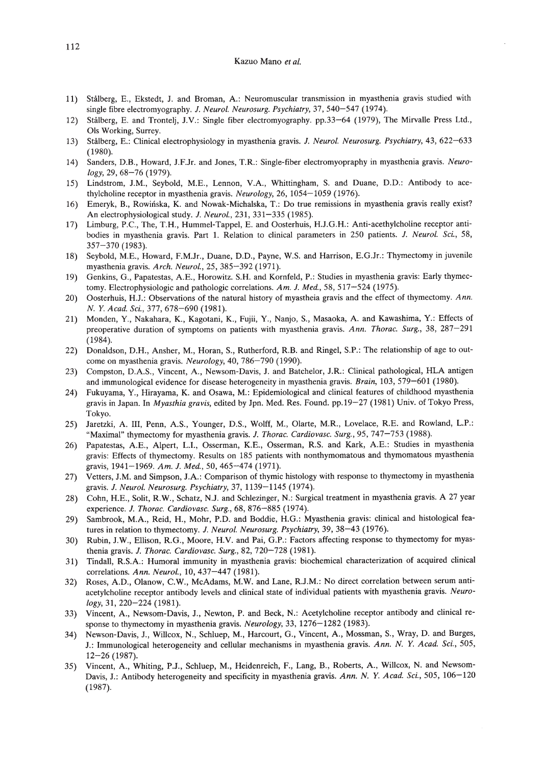11) Stålberg, E., Ekstedt, J. and Broman, A.: Neuromuscular transmission in myasthenia gravis studied with single fibre electromyography. *J. Neurol. Neurosurg. Psychiatry*, 37, 540–547 (1974).
12) Stålberg, E. and Trontelj, J.V.: Single fiber electromyography. pp.33–64 (1979), The Mirvalle Press Ltd., Ols Working, Surrey.
13) Stålberg, E.: Clinical electrophysiology in myasthenia gravis. *J. Neurol. Neurosurg. Psychiatry*, 43, 622–633 (1980).
14) Sanders, D.B., Howard, J.F.Jr. and Jones, T.R.: Single-fiber electromyopraphy in myasthenia gravis. *Neurology*, 29, 68–76 (1979).
15) Lindstrom, J.M., Seybold, M.E., Lennon, V.A., Whittingham, S. and Duane, D.D.: Antibody to acethylcholine receptor in myasthenia gravis. *Neurology*, 26, 1054–1059 (1976).
16) Emeryk, B., Rowińska, K. and Nowak-Michalska, T.: Do true remissions in myasthenia gravis really exist? An electrophysiological study. *J. Neurol.*, 231, 331–335 (1985).
17) Limburg, P.C., The, T.H., Hummel-Tappel, E. and Oosterhuis, H.J.G.H.: Anti-acethylcholine receptor antibodies in myasthenia gravis. Part 1. Relation to clinical parameters in 250 patients. *J. Neurol. Sci.*, 58, 357–370 (1983).
18) Seybold, M.E., Howard, F.M.Jr., Duane, D.D., Payne, W.S. and Harrison, E.G.Jr.: Thymectomy in juvenile myasthenia gravis. *Arch. Neurol.*, 25, 385–392 (1971).
19) Genkins, G., Papatestas, A.E., Horowitz. S.H. and Kornfeld, P.: Studies in myasthenia gravis: Early thymectomy. Electrophysiologic and pathologic correlations. *Am. J. Med.*, 58, 517–524 (1975).
20) Oosterhuis, H.J.: Observations of the natural history of myastheia gravis and the effect of thymectomy. *Ann. N. Y. Acad. Sci.*, 377, 678–690 (1981).
21) Monden, Y., Nakahara, K., Kagotani, K., Fujii, Y., Nanjo, S., Masaoka, A. and Kawashima, Y.: Effects of preoperative duration of symptoms on patients with myasthenia gravis. *Ann. Thorac. Surg.*, 38, 287–291 (1984).
22) Donaldson, D.H., Ansher, M., Horan, S., Rutherford, R.B. and Ringel, S.P.: The relationship of age to outcome on myasthenia gravis. *Neurology*, 40, 786–790 (1990).
23) Compston, D.A.S., Vincent, A., Newsom-Davis, J. and Batchelor, J.R.: Clinical pathological, HLA antigen and immunological evidence for disease heterogeneity in myasthenia gravis. *Brain*, 103, 579–601 (1980).
24) Fukuyama, Y., Hirayama, K. and Osawa, M.: Epidemiological and clinical features of childhood myasthenia gravis in Japan. In *Myasthia gravis*, edited by Jpn. Med. Res. Found. pp.19–27 (1981) Univ. of Tokyo Press, Tokyo.
25) Jaretzki, A. III, Penn, A.S., Younger, D.S., Wolff, M., Olarte, M.R., Lovelace, R.E. and Rowland, L.P.: "Maximal" thymectomy for myasthenia gravis. *J. Thorac. Cardiovasc. Surg.*, 95, 747–753 (1988).
26) Papatestas, A.E., Alpert, L.I., Osserman, K.E., Osserman, R.S. and Kark, A.E.: Studies in myasthenia gravis: Effects of thymectomy. Results on 185 patients with nonthymomatous and thymomatous myasthenia gravis, 1941–1969. *Am. J. Med.*, 50, 465–474 (1971).
27) Vetters, J.M. and Simpson, J.A.: Comparison of thymic histology with response to thymectomy in myasthenia gravis. *J. Neurol. Neurosurg. Psychiatry*, 37, 1139–1145 (1974).
28) Cohn, H.E., Solit, R.W., Schatz, N.J. and Schlezinger, N.: Surgical treatment in myasthenia gravis. A 27 year experience. *J. Thorac. Cardiovasc. Surg.*, 68, 876–885 (1974).
29) Sambrook, M.A., Reid, H., Mohr, P.D. and Boddie, H.G.: Myasthenia gravis: clinical and histological features in relation to thymectomy. *J. Neurol. Neurosurg. Psychiatry*, 39, 38–43 (1976).
30) Rubin, J.W., Ellison, R.G., Moore, H.V. and Pai, G.P.: Factors affecting response to thymectomy for myasthenia gravis. *J. Thorac. Cardiovasc. Surg.*, 82, 720–728 (1981).
31) Tindall, R.S.A.: Humoral immunity in myasthenia gravis: biochemical characterization of acquired clinical correlations. *Ann. Neurol.*, 10, 437–447 (1981).
32) Roses, A.D., Olanow, C.W., McAdams, M.W. and Lane, R.J.M.: No direct correlation between serum antiacetylcholine receptor antibody levels and clinical state of individual patients with myasthenia gravis. *Neurology*, 31, 220–224 (1981).
33) Vincent, A., Newsom-Davis, J., Newton, P. and Beck, N.: Acetylcholine receptor antibody and clinical response to thymectomy in myasthenia gravis. *Neurology*, 33, 1276–1282 (1983).
34) Newson-Davis, J., Willcox, N., Schluep, M., Harcourt, G., Vincent, A., Mossman, S., Wray, D. and Burges, J.: Immunological heterogeneity and cellular mechanisms in myasthenia gravis. *Ann. N. Y. Acad. Sci.*, 505, 12–26 (1987).
35) Vincent, A., Whiting, P.J., Schluep, M., Heidenreich, F., Lang, B., Roberts, A., Willcox, N. and Newsom-Davis, J.: Antibody heterogeneity and specificity in myasthenia gravis. *Ann. N. Y. Acad. Sci.*, 505, 106–120 (1987).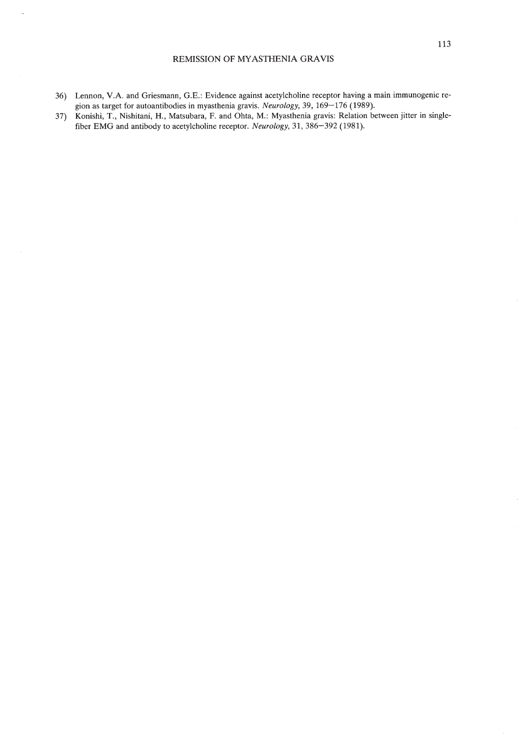36) Lennon, V.A. and Griesmann, G.E.: Evidence against acetylcholine receptor having a main immunogenic region as target for autoantibodies in myasthenia gravis. *Neurology*, 39, 169–176 (1989).
37) Konishi, T., Nishitani, H., Matsubara, F. and Ohta, M.: Myasthenia gravis: Relation between jitter in single-fiber EMG and antibody to acetylcholine receptor. *Neurology*, 31, 386–392 (1981).